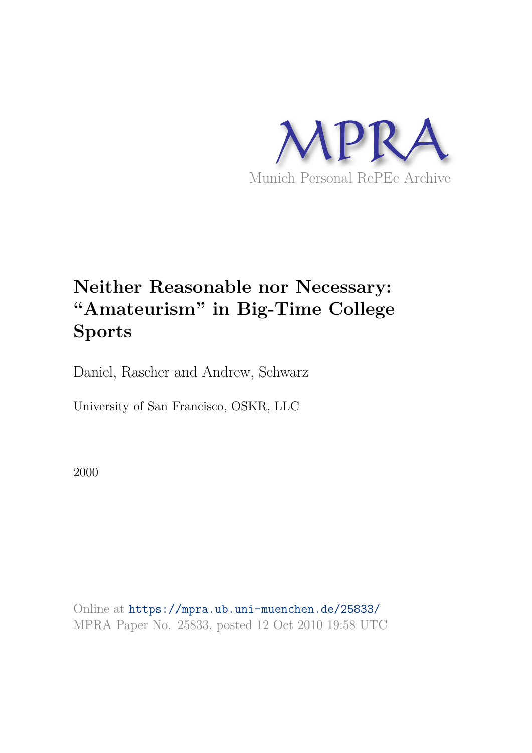MPRA

Munich Personal RePEc Archive

# Neither Reasonable nor Necessary: "Amateurism" in Big-Time College Sports

Daniel, Rascher and Andrew, Schwarz

University of San Francisco, OSKR, LLC

2000

Online at https://mpra.ub.uni-muenchen.de/25833/
MPRA Paper No. 25833, posted 12 Oct 2010 19:58 UTC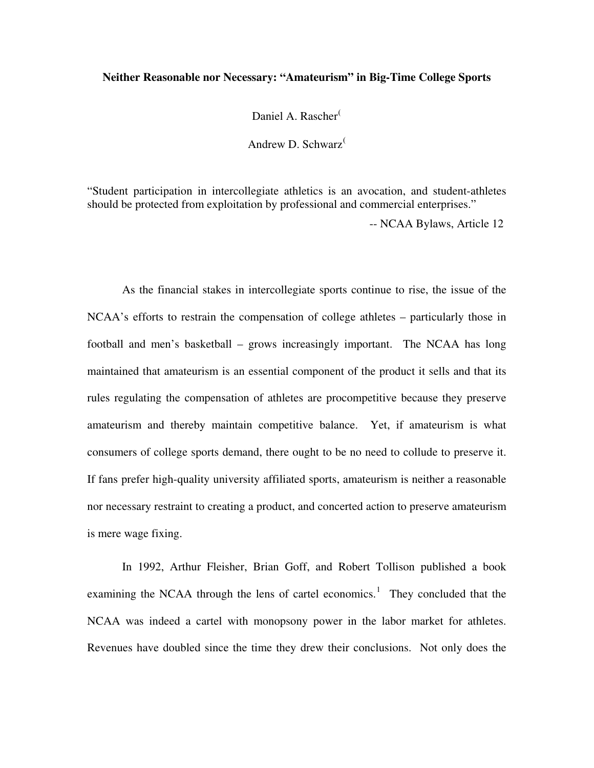**Neither Reasonable nor Necessary: "Amateurism" in Big-Time College Sports**

Daniel A. Rascher

Andrew D. Schwarz

"Student participation in intercollegiate athletics is an avocation, and student-athletes should be protected from exploitation by professional and commercial enterprises."

-- NCAA Bylaws, Article 12

As the financial stakes in intercollegiate sports continue to rise, the issue of the NCAA's efforts to restrain the compensation of college athletes – particularly those in football and men's basketball – grows increasingly important. The NCAA has long maintained that amateurism is an essential component of the product it sells and that its rules regulating the compensation of athletes are procompetitive because they preserve amateurism and thereby maintain competitive balance. Yet, if amateurism is what consumers of college sports demand, there ought to be no need to collude to preserve it. If fans prefer high-quality university affiliated sports, amateurism is neither a reasonable nor necessary restraint to creating a product, and concerted action to preserve amateurism is mere wage fixing.

In 1992, Arthur Fleisher, Brian Goff, and Robert Tollison published a book examining the NCAA through the lens of cartel economics.[1] They concluded that the NCAA was indeed a cartel with monopsony power in the labor market for athletes. Revenues have doubled since the time they drew their conclusions. Not only does the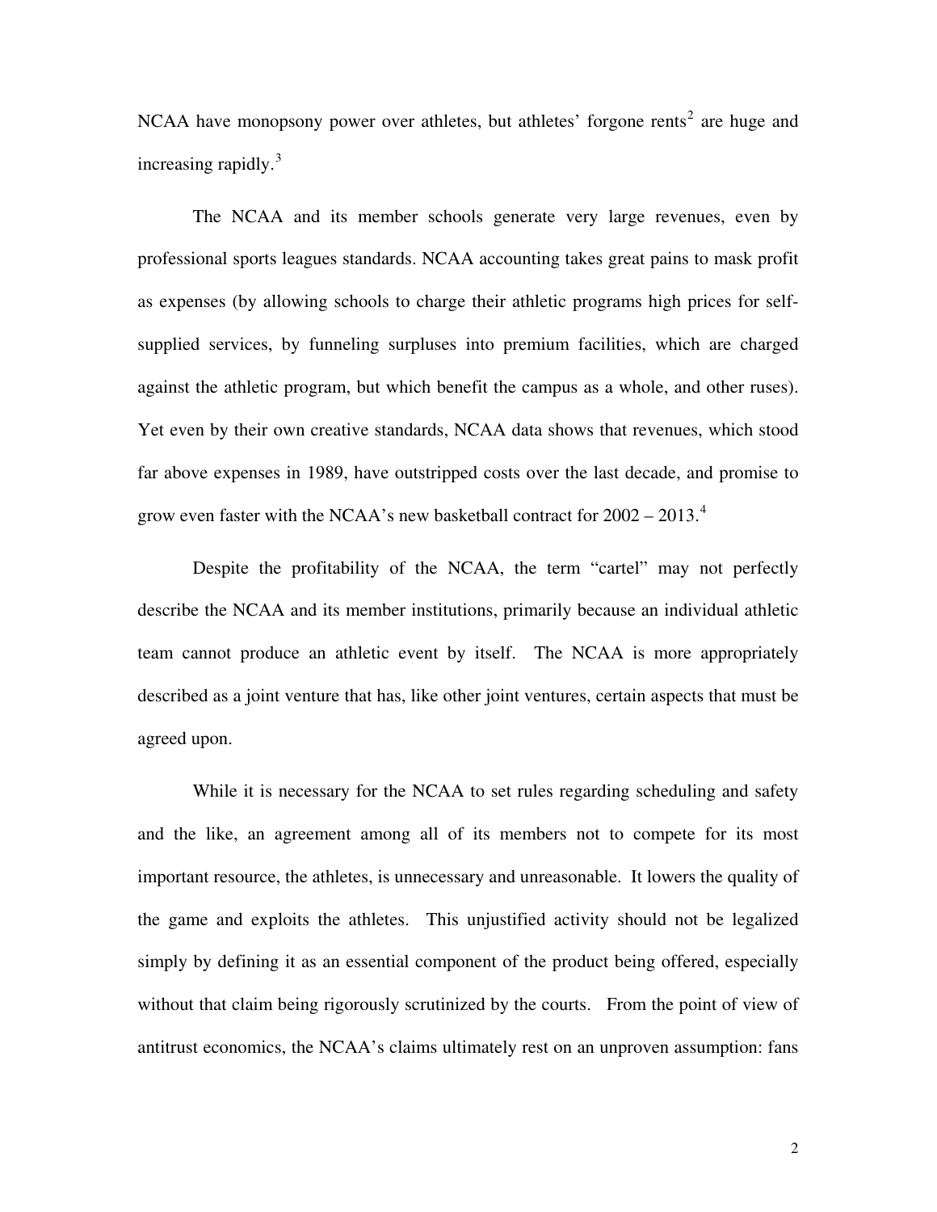NCAA have monopsony power over athletes, but athletes' forgone rents[2] are huge and increasing rapidly.[3]

The NCAA and its member schools generate very large revenues, even by professional sports leagues standards. NCAA accounting takes great pains to mask profit as expenses (by allowing schools to charge their athletic programs high prices for self-supplied services, by funneling surpluses into premium facilities, which are charged against the athletic program, but which benefit the campus as a whole, and other ruses). Yet even by their own creative standards, NCAA data shows that revenues, which stood far above expenses in 1989, have outstripped costs over the last decade, and promise to grow even faster with the NCAA's new basketball contract for 2002 – 2013.[4]

Despite the profitability of the NCAA, the term "cartel" may not perfectly describe the NCAA and its member institutions, primarily because an individual athletic team cannot produce an athletic event by itself. The NCAA is more appropriately described as a joint venture that has, like other joint ventures, certain aspects that must be agreed upon.

While it is necessary for the NCAA to set rules regarding scheduling and safety and the like, an agreement among all of its members not to compete for its most important resource, the athletes, is unnecessary and unreasonable. It lowers the quality of the game and exploits the athletes. This unjustified activity should not be legalized simply by defining it as an essential component of the product being offered, especially without that claim being rigorously scrutinized by the courts. From the point of view of antitrust economics, the NCAA's claims ultimately rest on an unproven assumption: fans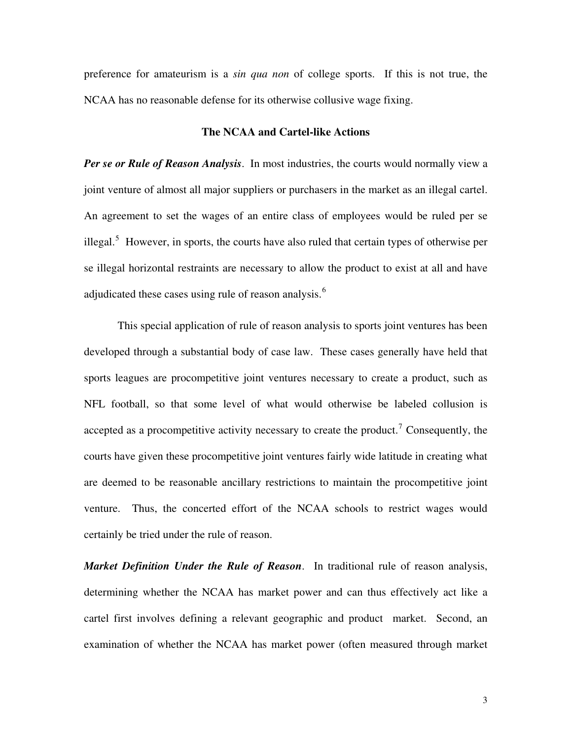preference for amateurism is a *sin qua non* of college sports. If this is not true, the NCAA has no reasonable defense for its otherwise collusive wage fixing.

## The NCAA and Cartel-like Actions

***Per se or Rule of Reason Analysis***. In most industries, the courts would normally view a joint venture of almost all major suppliers or purchasers in the market as an illegal cartel. An agreement to set the wages of an entire class of employees would be ruled per se illegal.[5] However, in sports, the courts have also ruled that certain types of otherwise per se illegal horizontal restraints are necessary to allow the product to exist at all and have adjudicated these cases using rule of reason analysis.[6]

This special application of rule of reason analysis to sports joint ventures has been developed through a substantial body of case law. These cases generally have held that sports leagues are procompetitive joint ventures necessary to create a product, such as NFL football, so that some level of what would otherwise be labeled collusion is accepted as a procompetitive activity necessary to create the product.[7] Consequently, the courts have given these procompetitive joint ventures fairly wide latitude in creating what are deemed to be reasonable ancillary restrictions to maintain the procompetitive joint venture. Thus, the concerted effort of the NCAA schools to restrict wages would certainly be tried under the rule of reason.

***Market Definition Under the Rule of Reason***. In traditional rule of reason analysis, determining whether the NCAA has market power and can thus effectively act like a cartel first involves defining a relevant geographic and product market. Second, an examination of whether the NCAA has market power (often measured through market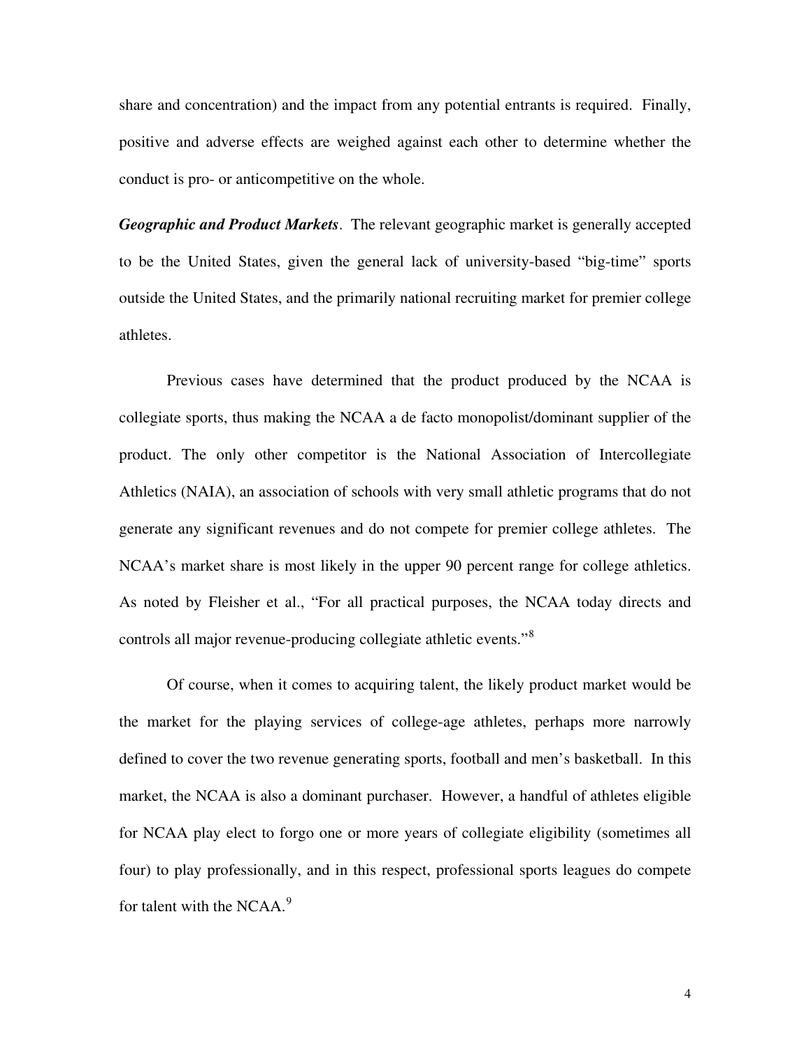share and concentration) and the impact from any potential entrants is required. Finally, positive and adverse effects are weighed against each other to determine whether the conduct is pro- or anticompetitive on the whole.

***Geographic and Product Markets***. The relevant geographic market is generally accepted to be the United States, given the general lack of university-based "big-time" sports outside the United States, and the primarily national recruiting market for premier college athletes.

Previous cases have determined that the product produced by the NCAA is collegiate sports, thus making the NCAA a de facto monopolist/dominant supplier of the product. The only other competitor is the National Association of Intercollegiate Athletics (NAIA), an association of schools with very small athletic programs that do not generate any significant revenues and do not compete for premier college athletes. The NCAA's market share is most likely in the upper 90 percent range for college athletics. As noted by Fleisher et al., "For all practical purposes, the NCAA today directs and controls all major revenue-producing collegiate athletic events."[8]

Of course, when it comes to acquiring talent, the likely product market would be the market for the playing services of college-age athletes, perhaps more narrowly defined to cover the two revenue generating sports, football and men's basketball. In this market, the NCAA is also a dominant purchaser. However, a handful of athletes eligible for NCAA play elect to forgo one or more years of collegiate eligibility (sometimes all four) to play professionally, and in this respect, professional sports leagues do compete for talent with the NCAA.[9]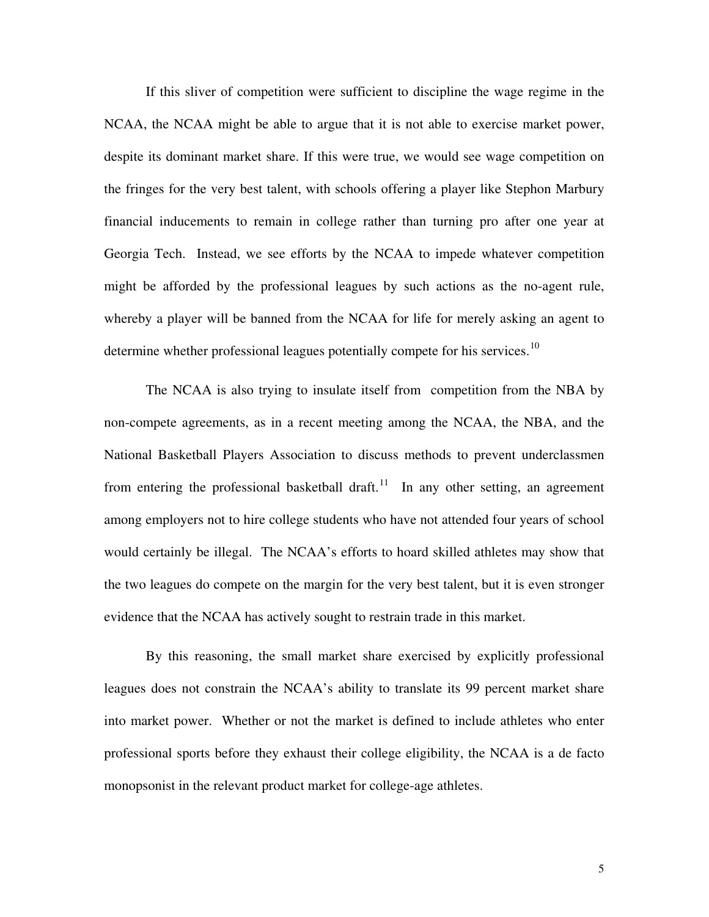If this sliver of competition were sufficient to discipline the wage regime in the NCAA, the NCAA might be able to argue that it is not able to exercise market power, despite its dominant market share. If this were true, we would see wage competition on the fringes for the very best talent, with schools offering a player like Stephon Marbury financial inducements to remain in college rather than turning pro after one year at Georgia Tech. Instead, we see efforts by the NCAA to impede whatever competition might be afforded by the professional leagues by such actions as the no-agent rule, whereby a player will be banned from the NCAA for life for merely asking an agent to determine whether professional leagues potentially compete for his services.[10]

The NCAA is also trying to insulate itself from competition from the NBA by non-compete agreements, as in a recent meeting among the NCAA, the NBA, and the National Basketball Players Association to discuss methods to prevent underclassmen from entering the professional basketball draft.[11] In any other setting, an agreement among employers not to hire college students who have not attended four years of school would certainly be illegal. The NCAA's efforts to hoard skilled athletes may show that the two leagues do compete on the margin for the very best talent, but it is even stronger evidence that the NCAA has actively sought to restrain trade in this market.

By this reasoning, the small market share exercised by explicitly professional leagues does not constrain the NCAA's ability to translate its 99 percent market share into market power. Whether or not the market is defined to include athletes who enter professional sports before they exhaust their college eligibility, the NCAA is a de facto monopsonist in the relevant product market for college-age athletes.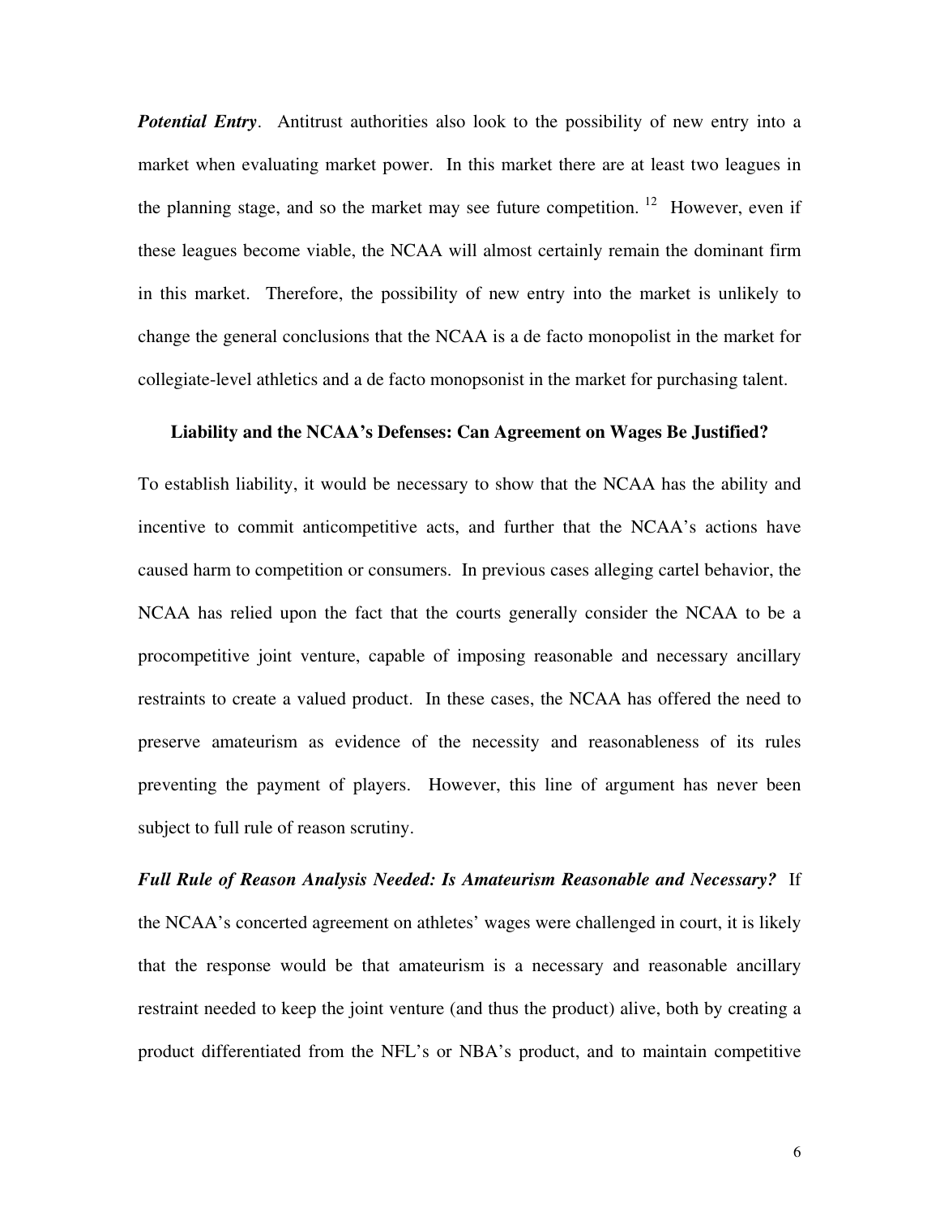***Potential Entry***. Antitrust authorities also look to the possibility of new entry into a market when evaluating market power. In this market there are at least two leagues in the planning stage, and so the market may see future competition. [12] However, even if these leagues become viable, the NCAA will almost certainly remain the dominant firm in this market. Therefore, the possibility of new entry into the market is unlikely to change the general conclusions that the NCAA is a de facto monopolist in the market for collegiate-level athletics and a de facto monopsonist in the market for purchasing talent.

### Liability and the NCAA's Defenses: Can Agreement on Wages Be Justified?

To establish liability, it would be necessary to show that the NCAA has the ability and incentive to commit anticompetitive acts, and further that the NCAA's actions have caused harm to competition or consumers. In previous cases alleging cartel behavior, the NCAA has relied upon the fact that the courts generally consider the NCAA to be a procompetitive joint venture, capable of imposing reasonable and necessary ancillary restraints to create a valued product. In these cases, the NCAA has offered the need to preserve amateurism as evidence of the necessity and reasonableness of its rules preventing the payment of players. However, this line of argument has never been subject to full rule of reason scrutiny.

***Full Rule of Reason Analysis Needed: Is Amateurism Reasonable and Necessary?*** If the NCAA's concerted agreement on athletes' wages were challenged in court, it is likely that the response would be that amateurism is a necessary and reasonable ancillary restraint needed to keep the joint venture (and thus the product) alive, both by creating a product differentiated from the NFL's or NBA's product, and to maintain competitive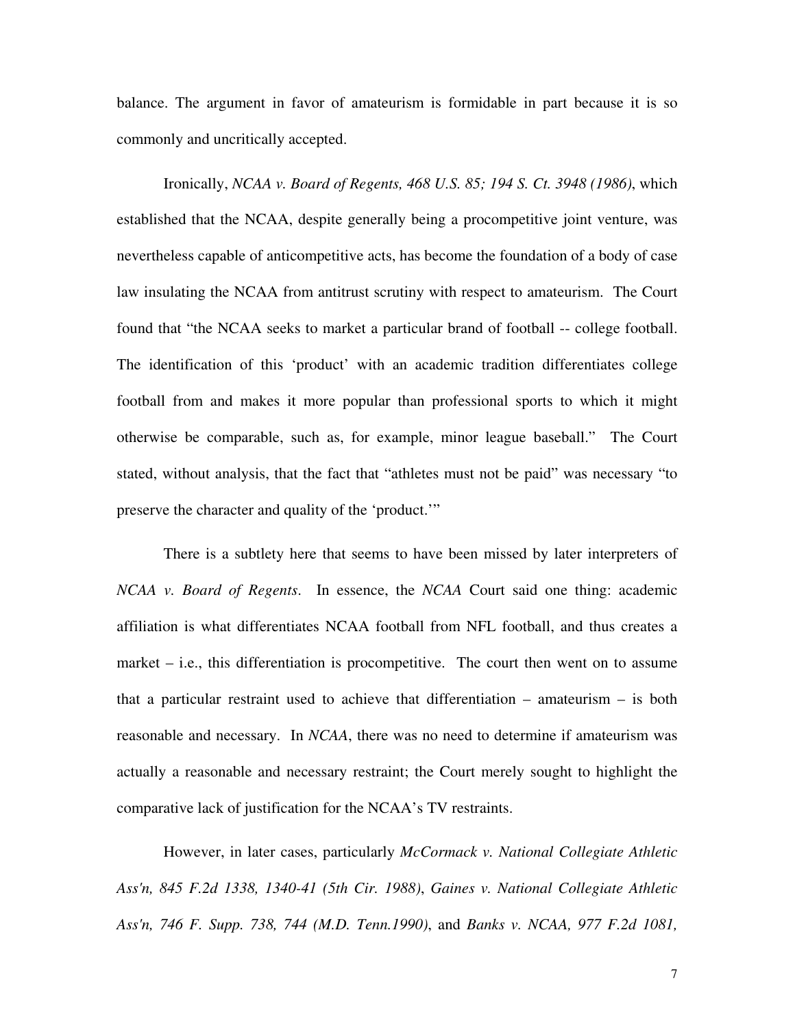balance. The argument in favor of amateurism is formidable in part because it is so commonly and uncritically accepted.

Ironically, *NCAA v. Board of Regents, 468 U.S. 85; 194 S. Ct. 3948 (1986)*, which established that the NCAA, despite generally being a procompetitive joint venture, was nevertheless capable of anticompetitive acts, has become the foundation of a body of case law insulating the NCAA from antitrust scrutiny with respect to amateurism. The Court found that "the NCAA seeks to market a particular brand of football -- college football. The identification of this 'product' with an academic tradition differentiates college football from and makes it more popular than professional sports to which it might otherwise be comparable, such as, for example, minor league baseball." The Court stated, without analysis, that the fact that "athletes must not be paid" was necessary "to preserve the character and quality of the 'product.'"

There is a subtlety here that seems to have been missed by later interpreters of *NCAA v. Board of Regents*. In essence, the *NCAA* Court said one thing: academic affiliation is what differentiates NCAA football from NFL football, and thus creates a market – i.e., this differentiation is procompetitive. The court then went on to assume that a particular restraint used to achieve that differentiation – amateurism – is both reasonable and necessary. In *NCAA*, there was no need to determine if amateurism was actually a reasonable and necessary restraint; the Court merely sought to highlight the comparative lack of justification for the NCAA's TV restraints.

However, in later cases, particularly *McCormack v. National Collegiate Athletic Ass'n, 845 F.2d 1338, 1340-41 (5th Cir. 1988)*, *Gaines v. National Collegiate Athletic Ass'n, 746 F. Supp. 738, 744 (M.D. Tenn.1990)*, and *Banks v. NCAA, 977 F.2d 1081,*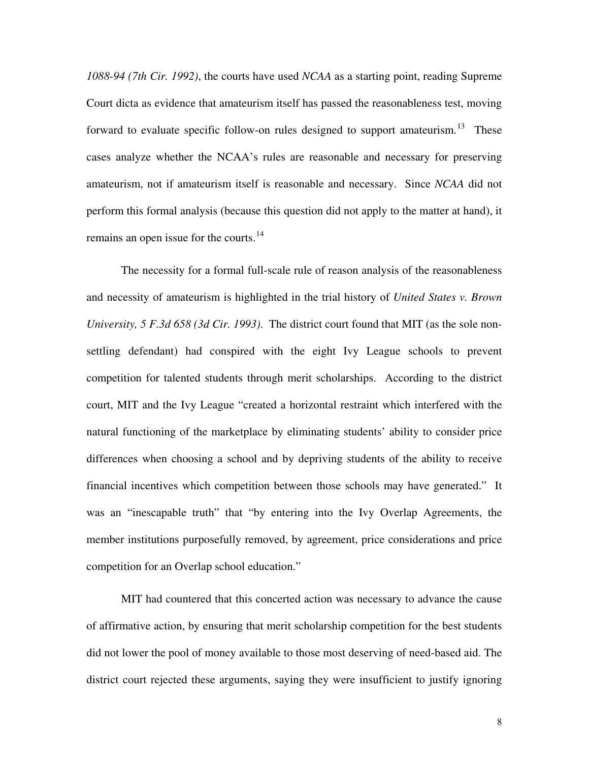*1088-94 (7th Cir. 1992)*, the courts have used *NCAA* as a starting point, reading Supreme Court dicta as evidence that amateurism itself has passed the reasonableness test, moving forward to evaluate specific follow-on rules designed to support amateurism.[13] These cases analyze whether the NCAA's rules are reasonable and necessary for preserving amateurism, not if amateurism itself is reasonable and necessary. Since *NCAA* did not perform this formal analysis (because this question did not apply to the matter at hand), it remains an open issue for the courts.[14]

The necessity for a formal full-scale rule of reason analysis of the reasonableness and necessity of amateurism is highlighted in the trial history of *United States v. Brown University, 5 F.3d 658 (3d Cir. 1993).* The district court found that MIT (as the sole non-settling defendant) had conspired with the eight Ivy League schools to prevent competition for talented students through merit scholarships. According to the district court, MIT and the Ivy League "created a horizontal restraint which interfered with the natural functioning of the marketplace by eliminating students' ability to consider price differences when choosing a school and by depriving students of the ability to receive financial incentives which competition between those schools may have generated." It was an "inescapable truth" that "by entering into the Ivy Overlap Agreements, the member institutions purposefully removed, by agreement, price considerations and price competition for an Overlap school education."

MIT had countered that this concerted action was necessary to advance the cause of affirmative action, by ensuring that merit scholarship competition for the best students did not lower the pool of money available to those most deserving of need-based aid. The district court rejected these arguments, saying they were insufficient to justify ignoring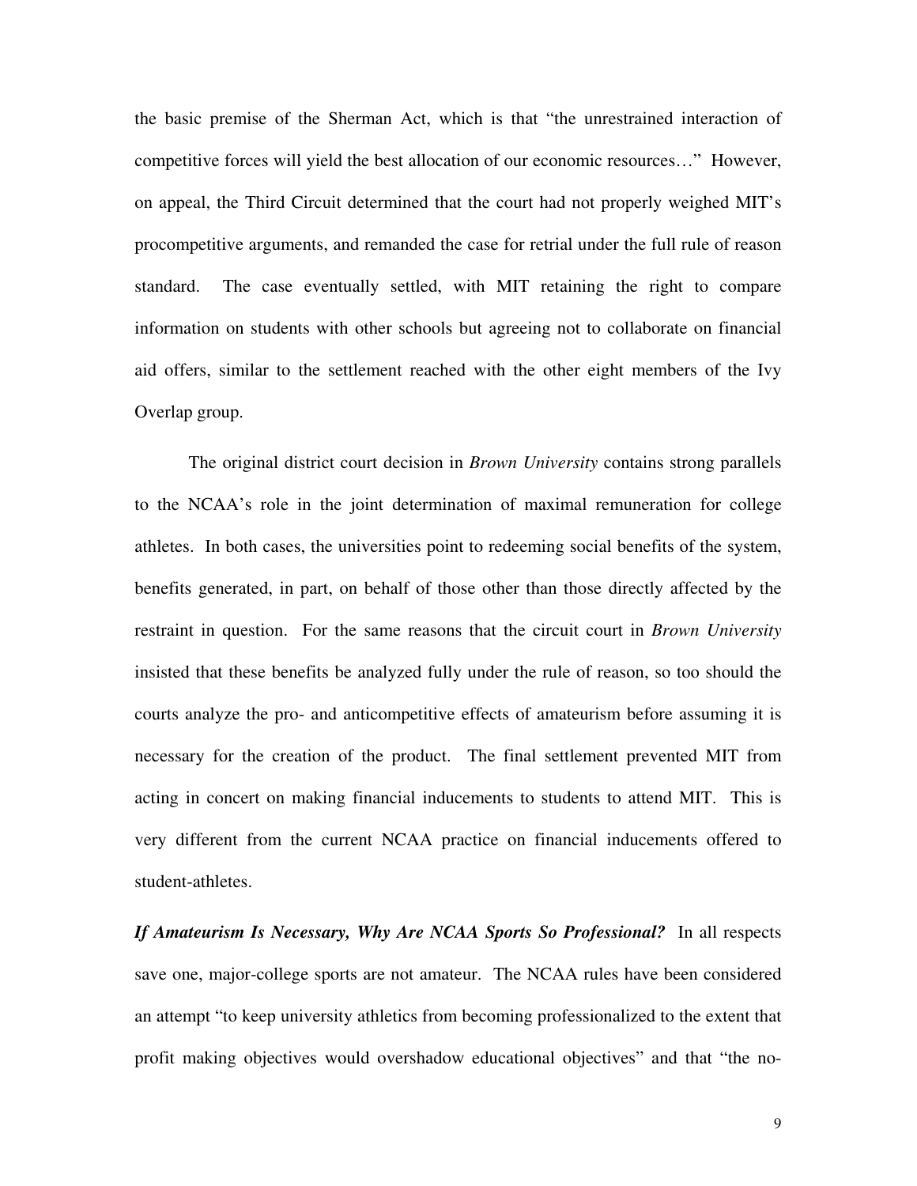the basic premise of the Sherman Act, which is that "the unrestrained interaction of competitive forces will yield the best allocation of our economic resources…" However, on appeal, the Third Circuit determined that the court had not properly weighed MIT's procompetitive arguments, and remanded the case for retrial under the full rule of reason standard. The case eventually settled, with MIT retaining the right to compare information on students with other schools but agreeing not to collaborate on financial aid offers, similar to the settlement reached with the other eight members of the Ivy Overlap group.

The original district court decision in *Brown University* contains strong parallels to the NCAA's role in the joint determination of maximal remuneration for college athletes. In both cases, the universities point to redeeming social benefits of the system, benefits generated, in part, on behalf of those other than those directly affected by the restraint in question. For the same reasons that the circuit court in *Brown University* insisted that these benefits be analyzed fully under the rule of reason, so too should the courts analyze the pro- and anticompetitive effects of amateurism before assuming it is necessary for the creation of the product. The final settlement prevented MIT from acting in concert on making financial inducements to students to attend MIT. This is very different from the current NCAA practice on financial inducements offered to student-athletes.

***If Amateurism Is Necessary, Why Are NCAA Sports So Professional?*** In all respects save one, major-college sports are not amateur. The NCAA rules have been considered an attempt "to keep university athletics from becoming professionalized to the extent that profit making objectives would overshadow educational objectives" and that "the no-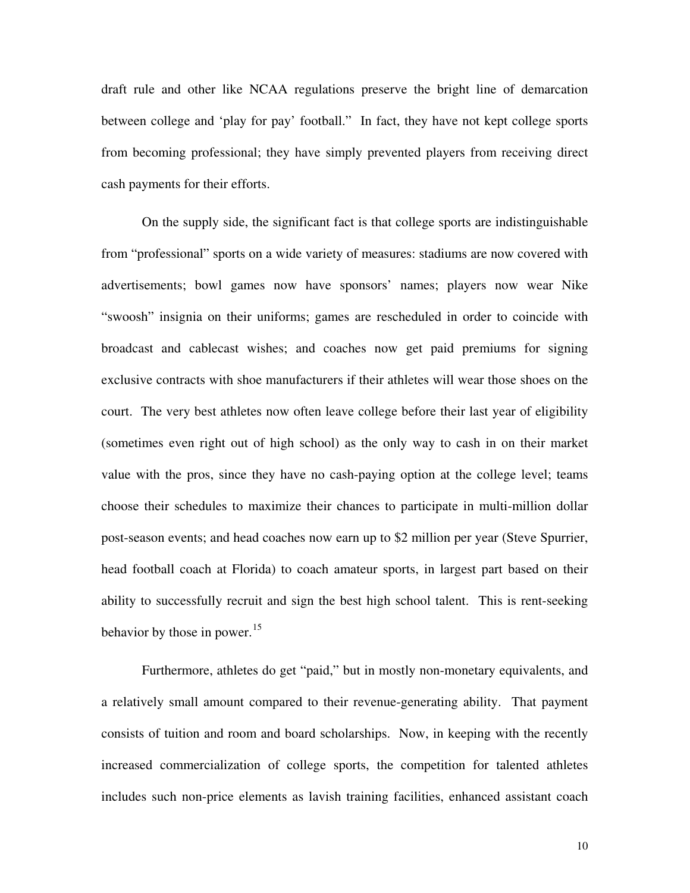draft rule and other like NCAA regulations preserve the bright line of demarcation between college and 'play for pay' football." In fact, they have not kept college sports from becoming professional; they have simply prevented players from receiving direct cash payments for their efforts.

On the supply side, the significant fact is that college sports are indistinguishable from "professional" sports on a wide variety of measures: stadiums are now covered with advertisements; bowl games now have sponsors' names; players now wear Nike "swoosh" insignia on their uniforms; games are rescheduled in order to coincide with broadcast and cablecast wishes; and coaches now get paid premiums for signing exclusive contracts with shoe manufacturers if their athletes will wear those shoes on the court. The very best athletes now often leave college before their last year of eligibility (sometimes even right out of high school) as the only way to cash in on their market value with the pros, since they have no cash-paying option at the college level; teams choose their schedules to maximize their chances to participate in multi-million dollar post-season events; and head coaches now earn up to $2 million per year (Steve Spurrier, head football coach at Florida) to coach amateur sports, in largest part based on their ability to successfully recruit and sign the best high school talent. This is rent-seeking behavior by those in power.[15]

Furthermore, athletes do get "paid," but in mostly non-monetary equivalents, and a relatively small amount compared to their revenue-generating ability. That payment consists of tuition and room and board scholarships. Now, in keeping with the recently increased commercialization of college sports, the competition for talented athletes includes such non-price elements as lavish training facilities, enhanced assistant coach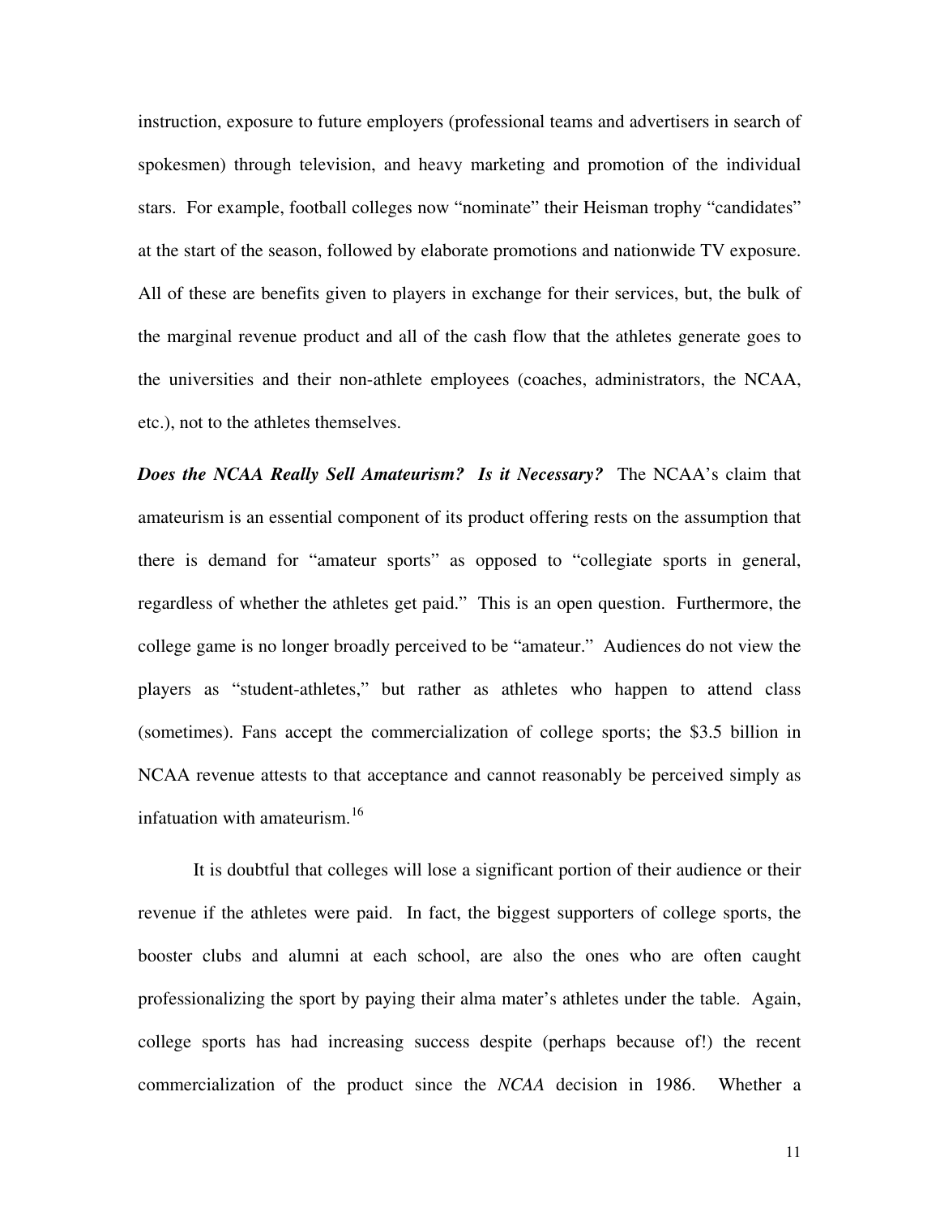instruction, exposure to future employers (professional teams and advertisers in search of spokesmen) through television, and heavy marketing and promotion of the individual stars. For example, football colleges now "nominate" their Heisman trophy "candidates" at the start of the season, followed by elaborate promotions and nationwide TV exposure. All of these are benefits given to players in exchange for their services, but, the bulk of the marginal revenue product and all of the cash flow that the athletes generate goes to the universities and their non-athlete employees (coaches, administrators, the NCAA, etc.), not to the athletes themselves.

***Does the NCAA Really Sell Amateurism? Is it Necessary?*** The NCAA's claim that amateurism is an essential component of its product offering rests on the assumption that there is demand for "amateur sports" as opposed to "collegiate sports in general, regardless of whether the athletes get paid." This is an open question. Furthermore, the college game is no longer broadly perceived to be "amateur." Audiences do not view the players as "student-athletes," but rather as athletes who happen to attend class (sometimes). Fans accept the commercialization of college sports; the $3.5 billion in NCAA revenue attests to that acceptance and cannot reasonably be perceived simply as infatuation with amateurism.[16]

It is doubtful that colleges will lose a significant portion of their audience or their revenue if the athletes were paid. In fact, the biggest supporters of college sports, the booster clubs and alumni at each school, are also the ones who are often caught professionalizing the sport by paying their alma mater's athletes under the table. Again, college sports has had increasing success despite (perhaps because of!) the recent commercialization of the product since the *NCAA* decision in 1986. Whether a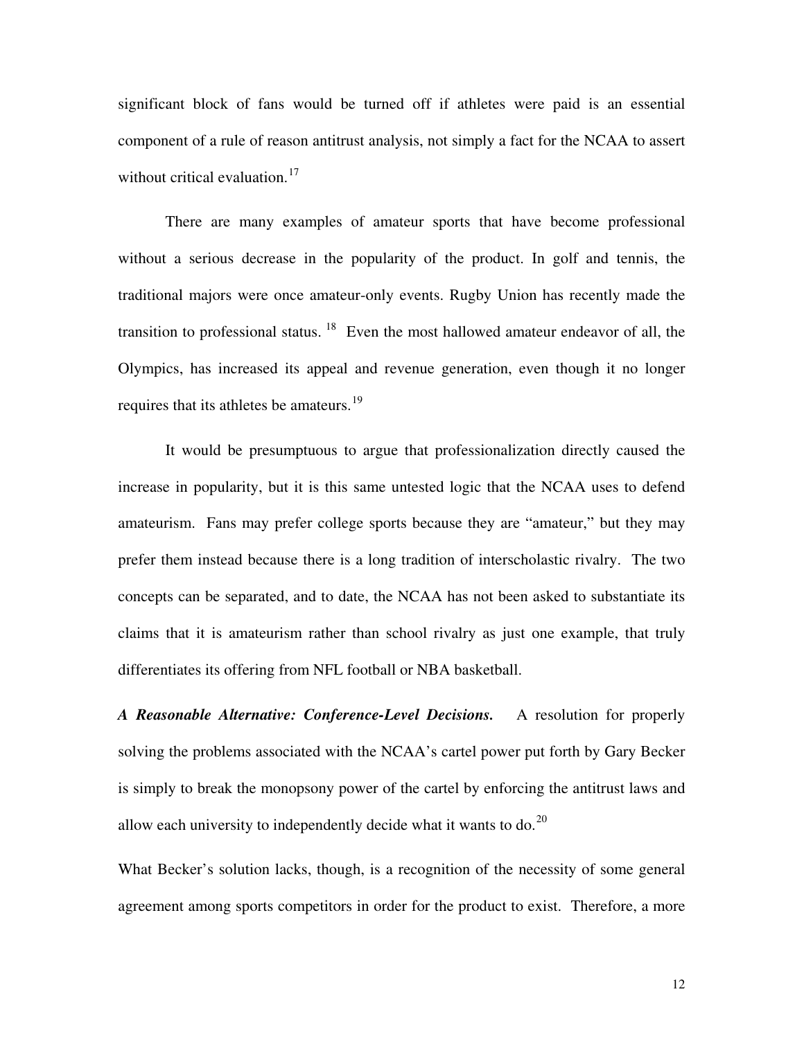significant block of fans would be turned off if athletes were paid is an essential component of a rule of reason antitrust analysis, not simply a fact for the NCAA to assert without critical evaluation.[17]

There are many examples of amateur sports that have become professional without a serious decrease in the popularity of the product. In golf and tennis, the traditional majors were once amateur-only events. Rugby Union has recently made the transition to professional status.[18] Even the most hallowed amateur endeavor of all, the Olympics, has increased its appeal and revenue generation, even though it no longer requires that its athletes be amateurs.[19]

It would be presumptuous to argue that professionalization directly caused the increase in popularity, but it is this same untested logic that the NCAA uses to defend amateurism. Fans may prefer college sports because they are "amateur," but they may prefer them instead because there is a long tradition of interscholastic rivalry. The two concepts can be separated, and to date, the NCAA has not been asked to substantiate its claims that it is amateurism rather than school rivalry as just one example, that truly differentiates its offering from NFL football or NBA basketball.

***A Reasonable Alternative: Conference-Level Decisions.*** A resolution for properly solving the problems associated with the NCAA's cartel power put forth by Gary Becker is simply to break the monopsony power of the cartel by enforcing the antitrust laws and allow each university to independently decide what it wants to do.[20]

What Becker's solution lacks, though, is a recognition of the necessity of some general agreement among sports competitors in order for the product to exist. Therefore, a more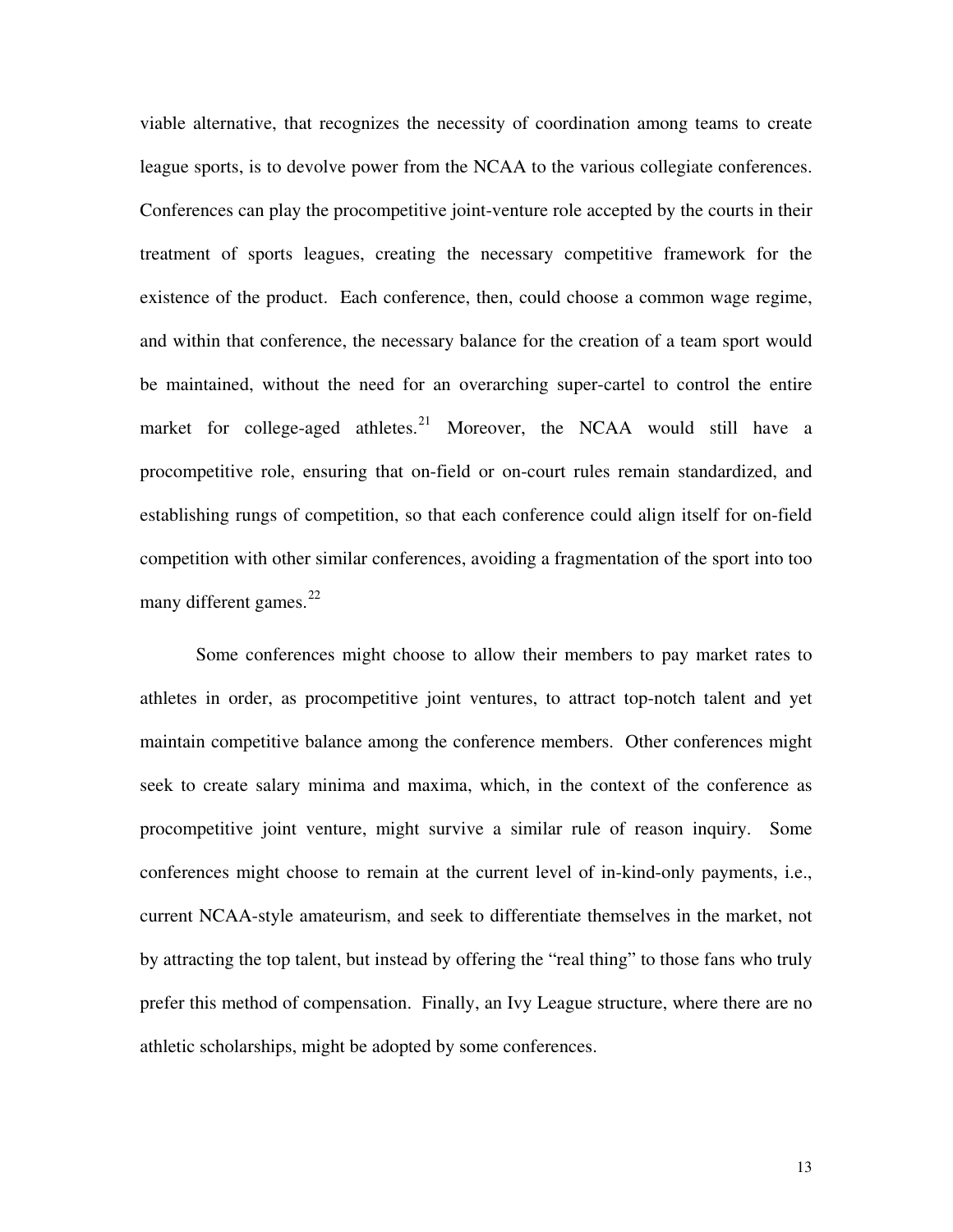viable alternative, that recognizes the necessity of coordination among teams to create league sports, is to devolve power from the NCAA to the various collegiate conferences. Conferences can play the procompetitive joint-venture role accepted by the courts in their treatment of sports leagues, creating the necessary competitive framework for the existence of the product. Each conference, then, could choose a common wage regime, and within that conference, the necessary balance for the creation of a team sport would be maintained, without the need for an overarching super-cartel to control the entire market for college-aged athletes.[21] Moreover, the NCAA would still have a procompetitive role, ensuring that on-field or on-court rules remain standardized, and establishing rungs of competition, so that each conference could align itself for on-field competition with other similar conferences, avoiding a fragmentation of the sport into too many different games.[22]

Some conferences might choose to allow their members to pay market rates to athletes in order, as procompetitive joint ventures, to attract top-notch talent and yet maintain competitive balance among the conference members. Other conferences might seek to create salary minima and maxima, which, in the context of the conference as procompetitive joint venture, might survive a similar rule of reason inquiry. Some conferences might choose to remain at the current level of in-kind-only payments, i.e., current NCAA-style amateurism, and seek to differentiate themselves in the market, not by attracting the top talent, but instead by offering the "real thing" to those fans who truly prefer this method of compensation. Finally, an Ivy League structure, where there are no athletic scholarships, might be adopted by some conferences.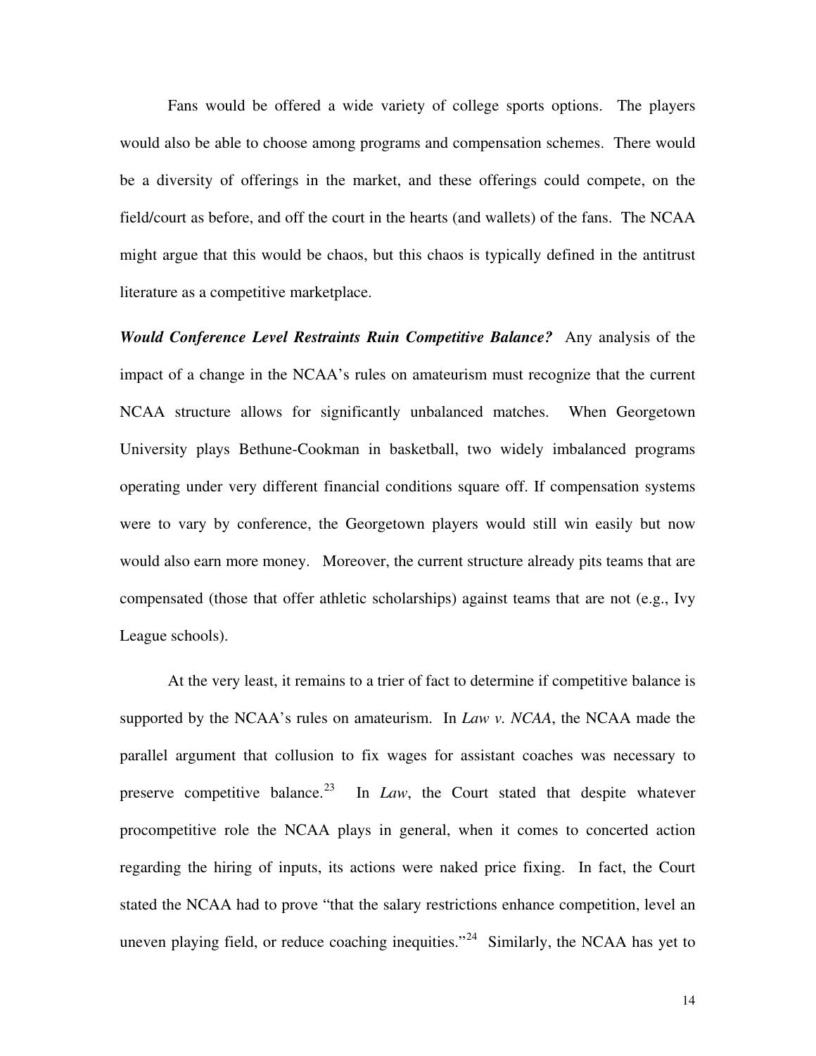Fans would be offered a wide variety of college sports options. The players would also be able to choose among programs and compensation schemes. There would be a diversity of offerings in the market, and these offerings could compete, on the field/court as before, and off the court in the hearts (and wallets) of the fans. The NCAA might argue that this would be chaos, but this chaos is typically defined in the antitrust literature as a competitive marketplace.

***Would Conference Level Restraints Ruin Competitive Balance?*** Any analysis of the impact of a change in the NCAA's rules on amateurism must recognize that the current NCAA structure allows for significantly unbalanced matches. When Georgetown University plays Bethune-Cookman in basketball, two widely imbalanced programs operating under very different financial conditions square off. If compensation systems were to vary by conference, the Georgetown players would still win easily but now would also earn more money. Moreover, the current structure already pits teams that are compensated (those that offer athletic scholarships) against teams that are not (e.g., Ivy League schools).

At the very least, it remains to a trier of fact to determine if competitive balance is supported by the NCAA's rules on amateurism. In *Law v. NCAA*, the NCAA made the parallel argument that collusion to fix wages for assistant coaches was necessary to preserve competitive balance.[23] In *Law*, the Court stated that despite whatever procompetitive role the NCAA plays in general, when it comes to concerted action regarding the hiring of inputs, its actions were naked price fixing. In fact, the Court stated the NCAA had to prove "that the salary restrictions enhance competition, level an uneven playing field, or reduce coaching inequities."[24] Similarly, the NCAA has yet to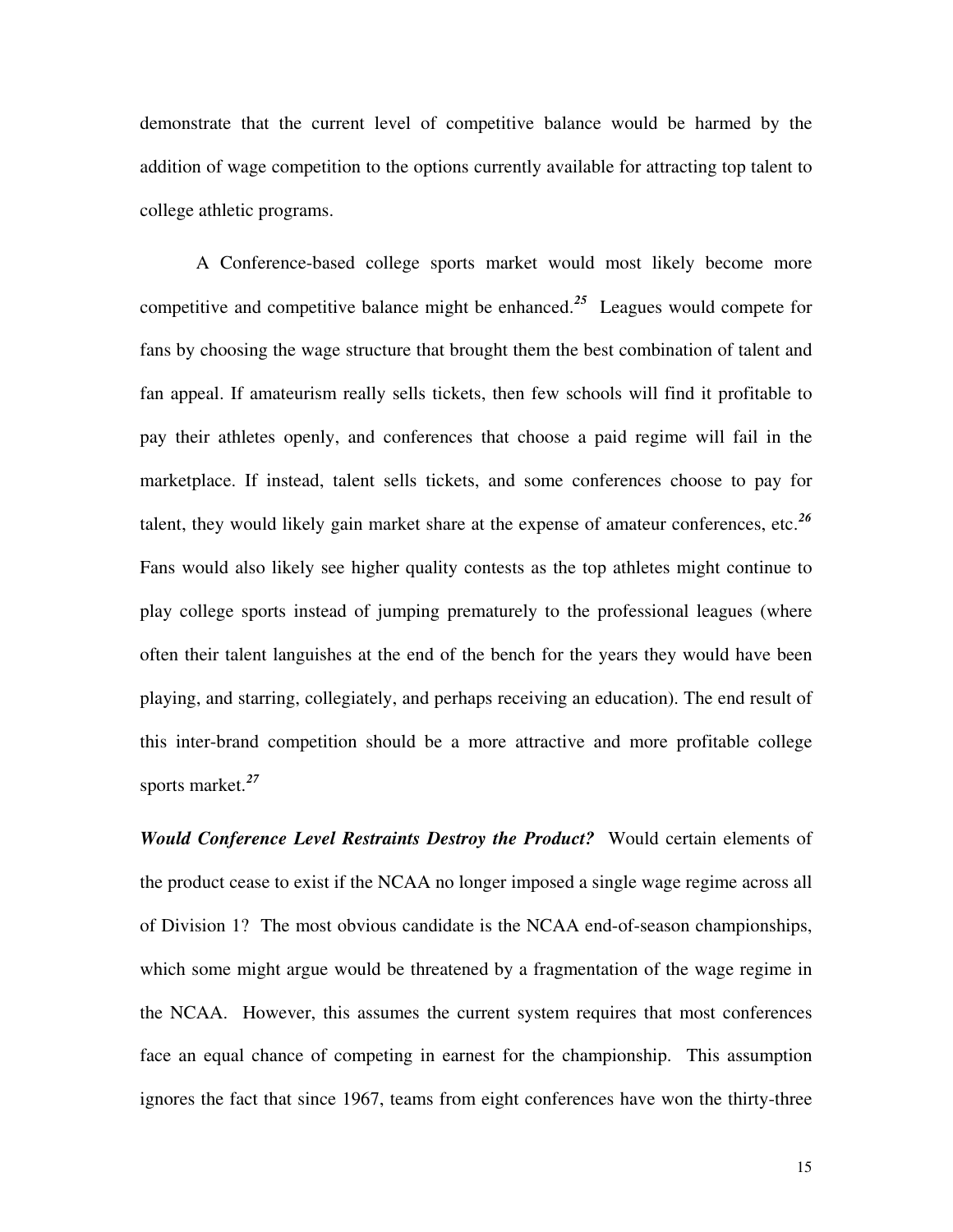demonstrate that the current level of competitive balance would be harmed by the addition of wage competition to the options currently available for attracting top talent to college athletic programs.

A Conference-based college sports market would most likely become more competitive and competitive balance might be enhanced.[25] Leagues would compete for fans by choosing the wage structure that brought them the best combination of talent and fan appeal. If amateurism really sells tickets, then few schools will find it profitable to pay their athletes openly, and conferences that choose a paid regime will fail in the marketplace. If instead, talent sells tickets, and some conferences choose to pay for talent, they would likely gain market share at the expense of amateur conferences, etc.[26] Fans would also likely see higher quality contests as the top athletes might continue to play college sports instead of jumping prematurely to the professional leagues (where often their talent languishes at the end of the bench for the years they would have been playing, and starring, collegiately, and perhaps receiving an education). The end result of this inter-brand competition should be a more attractive and more profitable college sports market.[27]

***Would Conference Level Restraints Destroy the Product?*** Would certain elements of the product cease to exist if the NCAA no longer imposed a single wage regime across all of Division 1? The most obvious candidate is the NCAA end-of-season championships, which some might argue would be threatened by a fragmentation of the wage regime in the NCAA. However, this assumes the current system requires that most conferences face an equal chance of competing in earnest for the championship. This assumption ignores the fact that since 1967, teams from eight conferences have won the thirty-three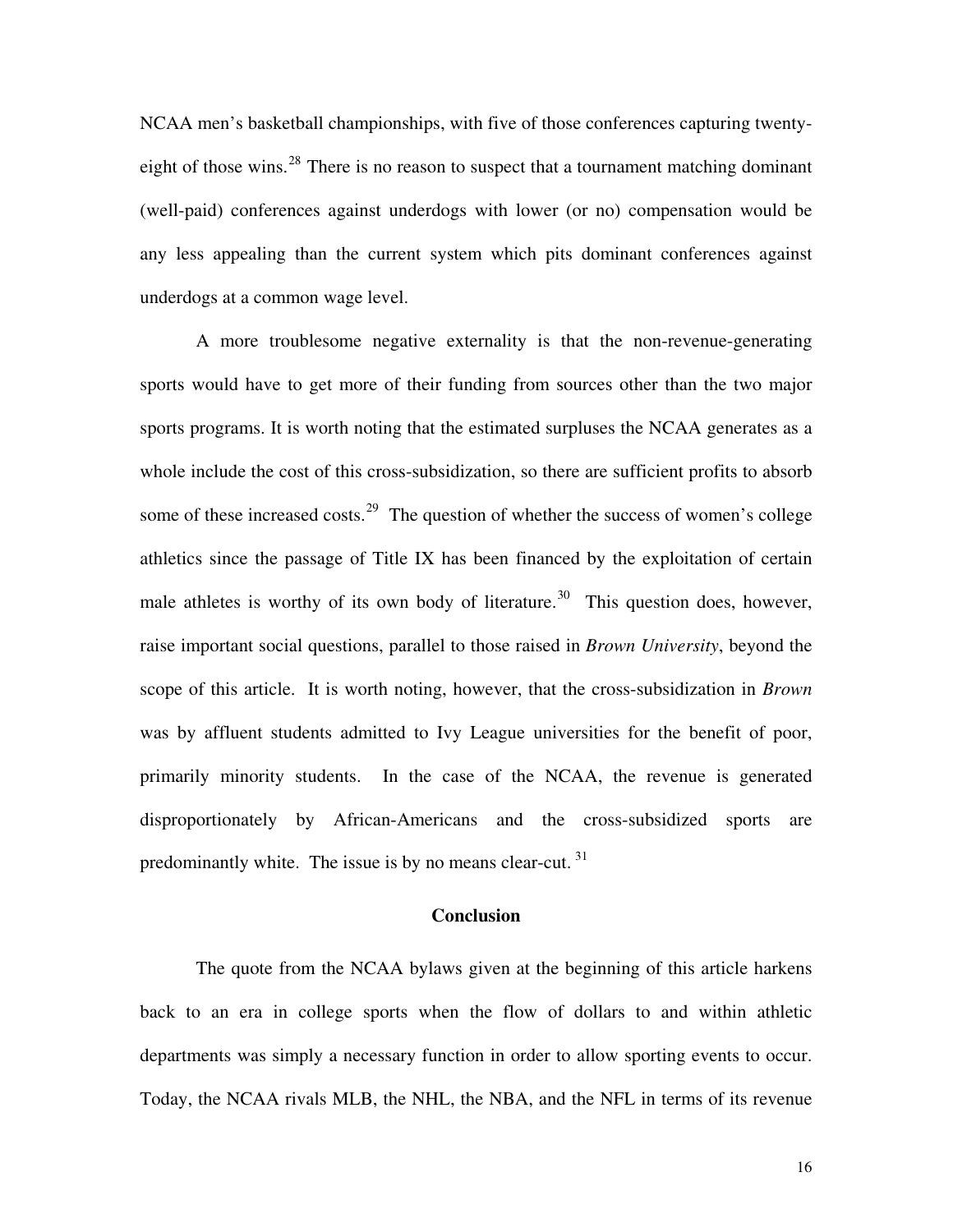NCAA men's basketball championships, with five of those conferences capturing twenty-eight of those wins.[28] There is no reason to suspect that a tournament matching dominant (well-paid) conferences against underdogs with lower (or no) compensation would be any less appealing than the current system which pits dominant conferences against underdogs at a common wage level.

A more troublesome negative externality is that the non-revenue-generating sports would have to get more of their funding from sources other than the two major sports programs. It is worth noting that the estimated surpluses the NCAA generates as a whole include the cost of this cross-subsidization, so there are sufficient profits to absorb some of these increased costs.[29] The question of whether the success of women's college athletics since the passage of Title IX has been financed by the exploitation of certain male athletes is worthy of its own body of literature.[30] This question does, however, raise important social questions, parallel to those raised in *Brown University*, beyond the scope of this article. It is worth noting, however, that the cross-subsidization in *Brown* was by affluent students admitted to Ivy League universities for the benefit of poor, primarily minority students. In the case of the NCAA, the revenue is generated disproportionately by African-Americans and the cross-subsidized sports are predominantly white. The issue is by no means clear-cut.[31]

## Conclusion

The quote from the NCAA bylaws given at the beginning of this article harkens back to an era in college sports when the flow of dollars to and within athletic departments was simply a necessary function in order to allow sporting events to occur. Today, the NCAA rivals MLB, the NHL, the NBA, and the NFL in terms of its revenue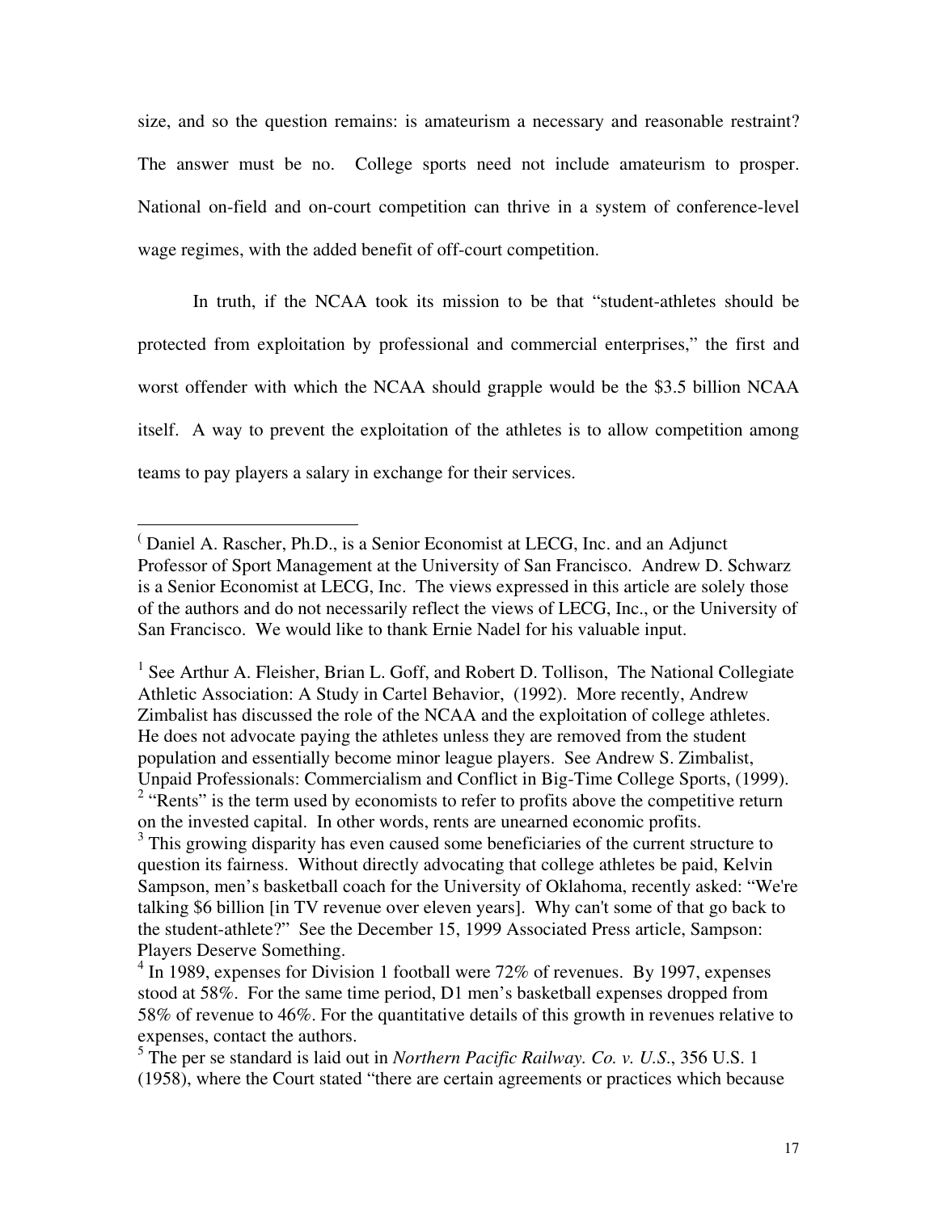size, and so the question remains: is amateurism a necessary and reasonable restraint? The answer must be no. College sports need not include amateurism to prosper. National on-field and on-court competition can thrive in a system of conference-level wage regimes, with the added benefit of off-court competition.

In truth, if the NCAA took its mission to be that "student-athletes should be protected from exploitation by professional and commercial enterprises," the first and worst offender with which the NCAA should grapple would be the $3.5 billion NCAA itself. A way to prevent the exploitation of the athletes is to allow competition among teams to pay players a salary in exchange for their services.

---

[(] Daniel A. Rascher, Ph.D., is a Senior Economist at LECG, Inc. and an Adjunct Professor of Sport Management at the University of San Francisco. Andrew D. Schwarz is a Senior Economist at LECG, Inc. The views expressed in this article are solely those of the authors and do not necessarily reflect the views of LECG, Inc., or the University of San Francisco. We would like to thank Ernie Nadel for his valuable input.

[1] See Arthur A. Fleisher, Brian L. Goff, and Robert D. Tollison, The National Collegiate Athletic Association: A Study in Cartel Behavior, (1992). More recently, Andrew Zimbalist has discussed the role of the NCAA and the exploitation of college athletes. He does not advocate paying the athletes unless they are removed from the student population and essentially become minor league players. See Andrew S. Zimbalist, Unpaid Professionals: Commercialism and Conflict in Big-Time College Sports, (1999).

[2] "Rents" is the term used by economists to refer to profits above the competitive return on the invested capital. In other words, rents are unearned economic profits.

[3] This growing disparity has even caused some beneficiaries of the current structure to question its fairness. Without directly advocating that college athletes be paid, Kelvin Sampson, men's basketball coach for the University of Oklahoma, recently asked: "We're talking $6 billion [in TV revenue over eleven years]. Why can't some of that go back to the student-athlete?" See the December 15, 1999 Associated Press article, Sampson: Players Deserve Something.

[4] In 1989, expenses for Division 1 football were 72% of revenues. By 1997, expenses stood at 58%. For the same time period, D1 men's basketball expenses dropped from 58% of revenue to 46%. For the quantitative details of this growth in revenues relative to expenses, contact the authors.

[5] The per se standard is laid out in *Northern Pacific Railway. Co. v. U.S.*, 356 U.S. 1 (1958), where the Court stated "there are certain agreements or practices which because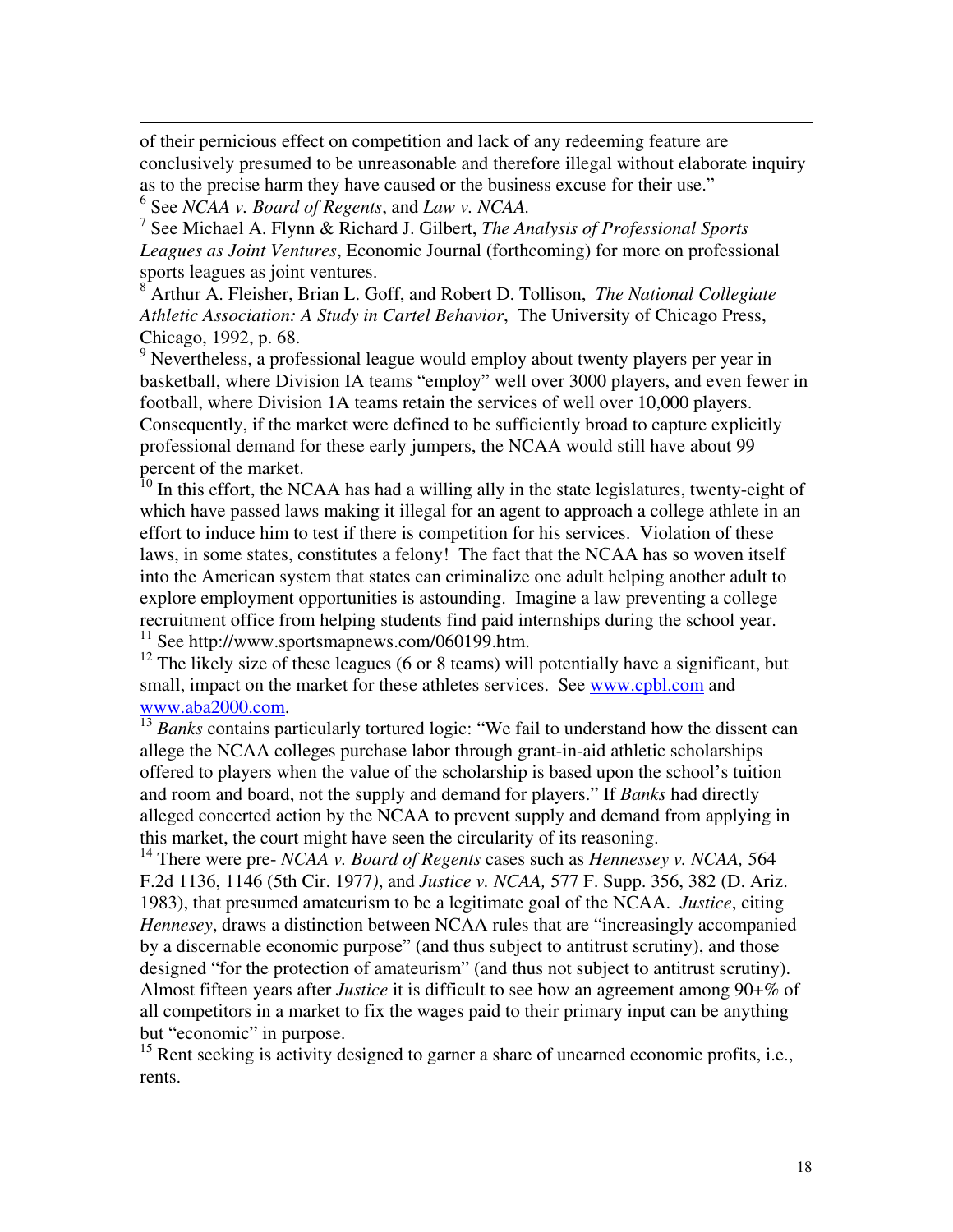of their pernicious effect on competition and lack of any redeeming feature are conclusively presumed to be unreasonable and therefore illegal without elaborate inquiry as to the precise harm they have caused or the business excuse for their use."

[6] See *NCAA v. Board of Regents*, and *Law v. NCAA*.

[7] See Michael A. Flynn & Richard J. Gilbert, *The Analysis of Professional Sports Leagues as Joint Ventures*, Economic Journal (forthcoming) for more on professional sports leagues as joint ventures.

[8] Arthur A. Fleisher, Brian L. Goff, and Robert D. Tollison, *The National Collegiate Athletic Association: A Study in Cartel Behavior*, The University of Chicago Press, Chicago, 1992, p. 68.

[9] Nevertheless, a professional league would employ about twenty players per year in basketball, where Division IA teams "employ" well over 3000 players, and even fewer in football, where Division 1A teams retain the services of well over 10,000 players. Consequently, if the market were defined to be sufficiently broad to capture explicitly professional demand for these early jumpers, the NCAA would still have about 99 percent of the market.

[10] In this effort, the NCAA has had a willing ally in the state legislatures, twenty-eight of which have passed laws making it illegal for an agent to approach a college athlete in an effort to induce him to test if there is competition for his services. Violation of these laws, in some states, constitutes a felony! The fact that the NCAA has so woven itself into the American system that states can criminalize one adult helping another adult to explore employment opportunities is astounding. Imagine a law preventing a college recruitment office from helping students find paid internships during the school year.

[11] See http://www.sportsmapnews.com/060199.htm.

[12] The likely size of these leagues (6 or 8 teams) will potentially have a significant, but small, impact on the market for these athletes services. See www.cpbl.com and www.aba2000.com.

[13] *Banks* contains particularly tortured logic: "We fail to understand how the dissent can allege the NCAA colleges purchase labor through grant-in-aid athletic scholarships offered to players when the value of the scholarship is based upon the school's tuition and room and board, not the supply and demand for players." If *Banks* had directly alleged concerted action by the NCAA to prevent supply and demand from applying in this market, the court might have seen the circularity of its reasoning.

[14] There were pre- *NCAA v. Board of Regents* cases such as *Hennessey v. NCAA,* 564 F.2d 1136, 1146 (5th Cir. 1977), and *Justice v. NCAA,* 577 F. Supp. 356, 382 (D. Ariz. 1983), that presumed amateurism to be a legitimate goal of the NCAA. *Justice*, citing *Hennesey*, draws a distinction between NCAA rules that are "increasingly accompanied by a discernable economic purpose" (and thus subject to antitrust scrutiny), and those designed "for the protection of amateurism" (and thus not subject to antitrust scrutiny). Almost fifteen years after *Justice* it is difficult to see how an agreement among 90+% of all competitors in a market to fix the wages paid to their primary input can be anything but "economic" in purpose.

[15] Rent seeking is activity designed to garner a share of unearned economic profits, i.e., rents.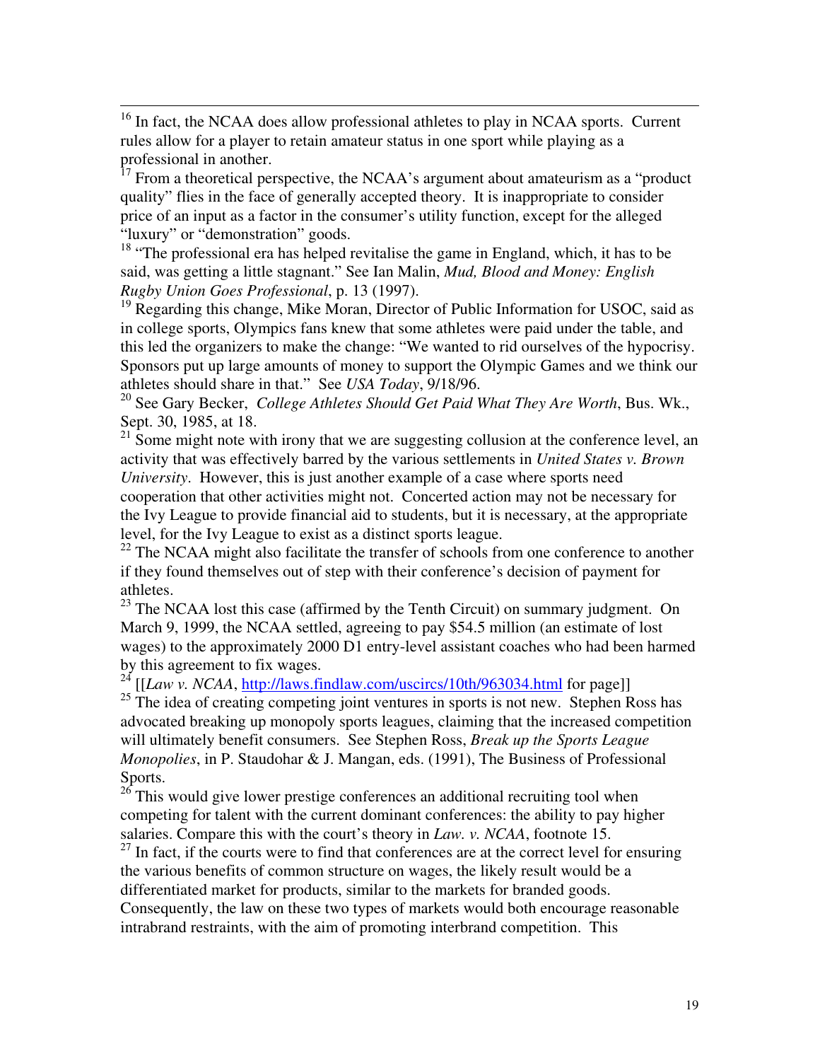[16] In fact, the NCAA does allow professional athletes to play in NCAA sports. Current rules allow for a player to retain amateur status in one sport while playing as a professional in another.

[17] From a theoretical perspective, the NCAA's argument about amateurism as a "product quality" flies in the face of generally accepted theory. It is inappropriate to consider price of an input as a factor in the consumer's utility function, except for the alleged "luxury" or "demonstration" goods.

[18] "The professional era has helped revitalise the game in England, which, it has to be said, was getting a little stagnant." See Ian Malin, *Mud, Blood and Money: English Rugby Union Goes Professional*, p. 13 (1997).

[19] Regarding this change, Mike Moran, Director of Public Information for USOC, said as in college sports, Olympics fans knew that some athletes were paid under the table, and this led the organizers to make the change: "We wanted to rid ourselves of the hypocrisy. Sponsors put up large amounts of money to support the Olympic Games and we think our athletes should share in that." See *USA Today*, 9/18/96.

[20] See Gary Becker, *College Athletes Should Get Paid What They Are Worth*, Bus. Wk., Sept. 30, 1985, at 18.

[21] Some might note with irony that we are suggesting collusion at the conference level, an activity that was effectively barred by the various settlements in *United States v. Brown University*. However, this is just another example of a case where sports need cooperation that other activities might not. Concerted action may not be necessary for the Ivy League to provide financial aid to students, but it is necessary, at the appropriate level, for the Ivy League to exist as a distinct sports league.

[22] The NCAA might also facilitate the transfer of schools from one conference to another if they found themselves out of step with their conference's decision of payment for athletes.

[23] The NCAA lost this case (affirmed by the Tenth Circuit) on summary judgment. On March 9, 1999, the NCAA settled, agreeing to pay $54.5 million (an estimate of lost wages) to the approximately 2000 D1 entry-level assistant coaches who had been harmed by this agreement to fix wages.

[24] [[*Law v. NCAA*, http://laws.findlaw.com/uscircs/10th/963034.html for page]]

[25] The idea of creating competing joint ventures in sports is not new. Stephen Ross has advocated breaking up monopoly sports leagues, claiming that the increased competition will ultimately benefit consumers. See Stephen Ross, *Break up the Sports League Monopolies*, in P. Staudohar & J. Mangan, eds. (1991), The Business of Professional Sports.

[26] This would give lower prestige conferences an additional recruiting tool when competing for talent with the current dominant conferences: the ability to pay higher salaries. Compare this with the court's theory in *Law. v. NCAA*, footnote 15.

[27] In fact, if the courts were to find that conferences are at the correct level for ensuring the various benefits of common structure on wages, the likely result would be a differentiated market for products, similar to the markets for branded goods. Consequently, the law on these two types of markets would both encourage reasonable intrabrand restraints, with the aim of promoting interbrand competition. This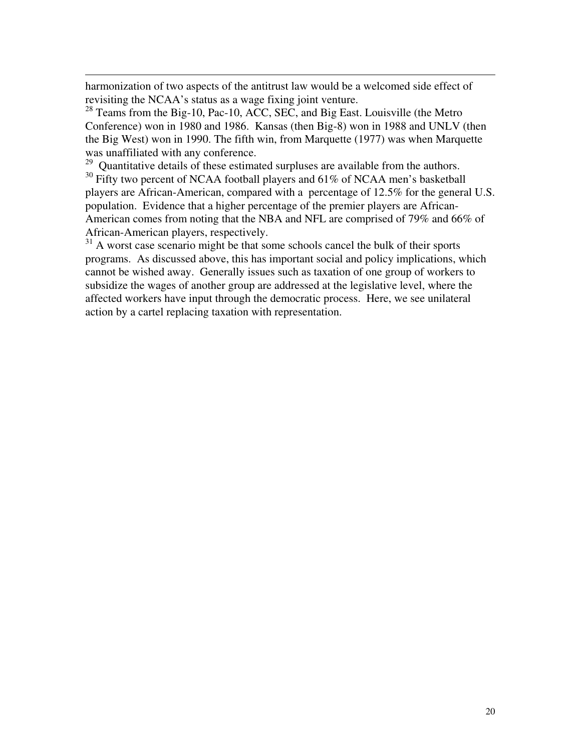harmonization of two aspects of the antitrust law would be a welcomed side effect of revisiting the NCAA's status as a wage fixing joint venture.

[28] Teams from the Big-10, Pac-10, ACC, SEC, and Big East. Louisville (the Metro Conference) won in 1980 and 1986. Kansas (then Big-8) won in 1988 and UNLV (then the Big West) won in 1990. The fifth win, from Marquette (1977) was when Marquette was unaffiliated with any conference.

[29] Quantitative details of these estimated surpluses are available from the authors.

[30] Fifty two percent of NCAA football players and 61% of NCAA men's basketball players are African-American, compared with a percentage of 12.5% for the general U.S. population. Evidence that a higher percentage of the premier players are African-American comes from noting that the NBA and NFL are comprised of 79% and 66% of African-American players, respectively.

[31] A worst case scenario might be that some schools cancel the bulk of their sports programs. As discussed above, this has important social and policy implications, which cannot be wished away. Generally issues such as taxation of one group of workers to subsidize the wages of another group are addressed at the legislative level, where the affected workers have input through the democratic process. Here, we see unilateral action by a cartel replacing taxation with representation.